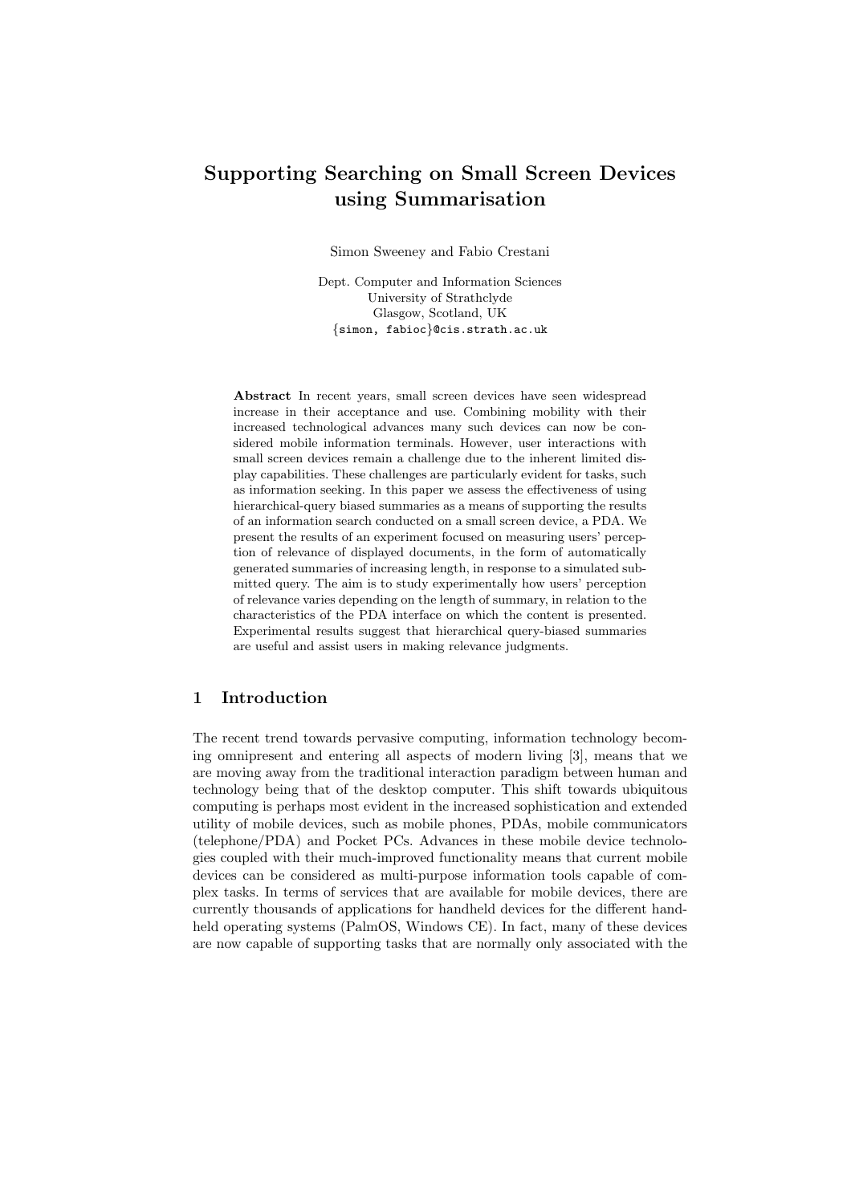# Supporting Searching on Small Screen Devices using Summarisation

Simon Sweeney and Fabio Crestani

Dept. Computer and Information Sciences
University of Strathclyde
Glasgow, Scotland, UK
{simon, fabioc}@cis.strath.ac.uk

**Abstract** In recent years, small screen devices have seen widespread increase in their acceptance and use. Combining mobility with their increased technological advances many such devices can now be considered mobile information terminals. However, user interactions with small screen devices remain a challenge due to the inherent limited display capabilities. These challenges are particularly evident for tasks, such as information seeking. In this paper we assess the effectiveness of using hierarchical-query biased summaries as a means of supporting the results of an information search conducted on a small screen device, a PDA. We present the results of an experiment focused on measuring users' perception of relevance of displayed documents, in the form of automatically generated summaries of increasing length, in response to a simulated submitted query. The aim is to study experimentally how users' perception of relevance varies depending on the length of summary, in relation to the characteristics of the PDA interface on which the content is presented. Experimental results suggest that hierarchical query-biased summaries are useful and assist users in making relevance judgments.

## 1 Introduction

The recent trend towards pervasive computing, information technology becoming omnipresent and entering all aspects of modern living [3], means that we are moving away from the traditional interaction paradigm between human and technology being that of the desktop computer. This shift towards ubiquitous computing is perhaps most evident in the increased sophistication and extended utility of mobile devices, such as mobile phones, PDAs, mobile communicators (telephone/PDA) and Pocket PCs. Advances in these mobile device technologies coupled with their much-improved functionality means that current mobile devices can be considered as multi-purpose information tools capable of complex tasks. In terms of services that are available for mobile devices, there are currently thousands of applications for handheld devices for the different handheld operating systems (PalmOS, Windows CE). In fact, many of these devices are now capable of supporting tasks that are normally only associated with the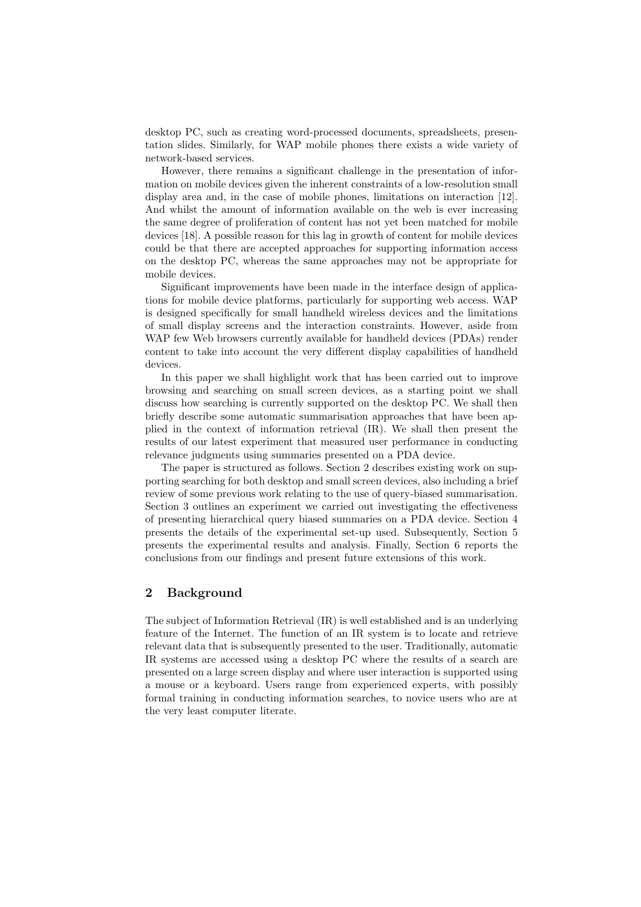desktop PC, such as creating word-processed documents, spreadsheets, presentation slides. Similarly, for WAP mobile phones there exists a wide variety of network-based services.

However, there remains a significant challenge in the presentation of information on mobile devices given the inherent constraints of a low-resolution small display area and, in the case of mobile phones, limitations on interaction [12]. And whilst the amount of information available on the web is ever increasing the same degree of proliferation of content has not yet been matched for mobile devices [18]. A possible reason for this lag in growth of content for mobile devices could be that there are accepted approaches for supporting information access on the desktop PC, whereas the same approaches may not be appropriate for mobile devices.

Significant improvements have been made in the interface design of applications for mobile device platforms, particularly for supporting web access. WAP is designed specifically for small handheld wireless devices and the limitations of small display screens and the interaction constraints. However, aside from WAP few Web browsers currently available for handheld devices (PDAs) render content to take into account the very different display capabilities of handheld devices.

In this paper we shall highlight work that has been carried out to improve browsing and searching on small screen devices, as a starting point we shall discuss how searching is currently supported on the desktop PC. We shall then briefly describe some automatic summarisation approaches that have been applied in the context of information retrieval (IR). We shall then present the results of our latest experiment that measured user performance in conducting relevance judgments using summaries presented on a PDA device.

The paper is structured as follows. Section 2 describes existing work on supporting searching for both desktop and small screen devices, also including a brief review of some previous work relating to the use of query-biased summarisation. Section 3 outlines an experiment we carried out investigating the effectiveness of presenting hierarchical query biased summaries on a PDA device. Section 4 presents the details of the experimental set-up used. Subsequently, Section 5 presents the experimental results and analysis. Finally, Section 6 reports the conclusions from our findings and present future extensions of this work.

## 2 Background

The subject of Information Retrieval (IR) is well established and is an underlying feature of the Internet. The function of an IR system is to locate and retrieve relevant data that is subsequently presented to the user. Traditionally, automatic IR systems are accessed using a desktop PC where the results of a search are presented on a large screen display and where user interaction is supported using a mouse or a keyboard. Users range from experienced experts, with possibly formal training in conducting information searches, to novice users who are at the very least computer literate.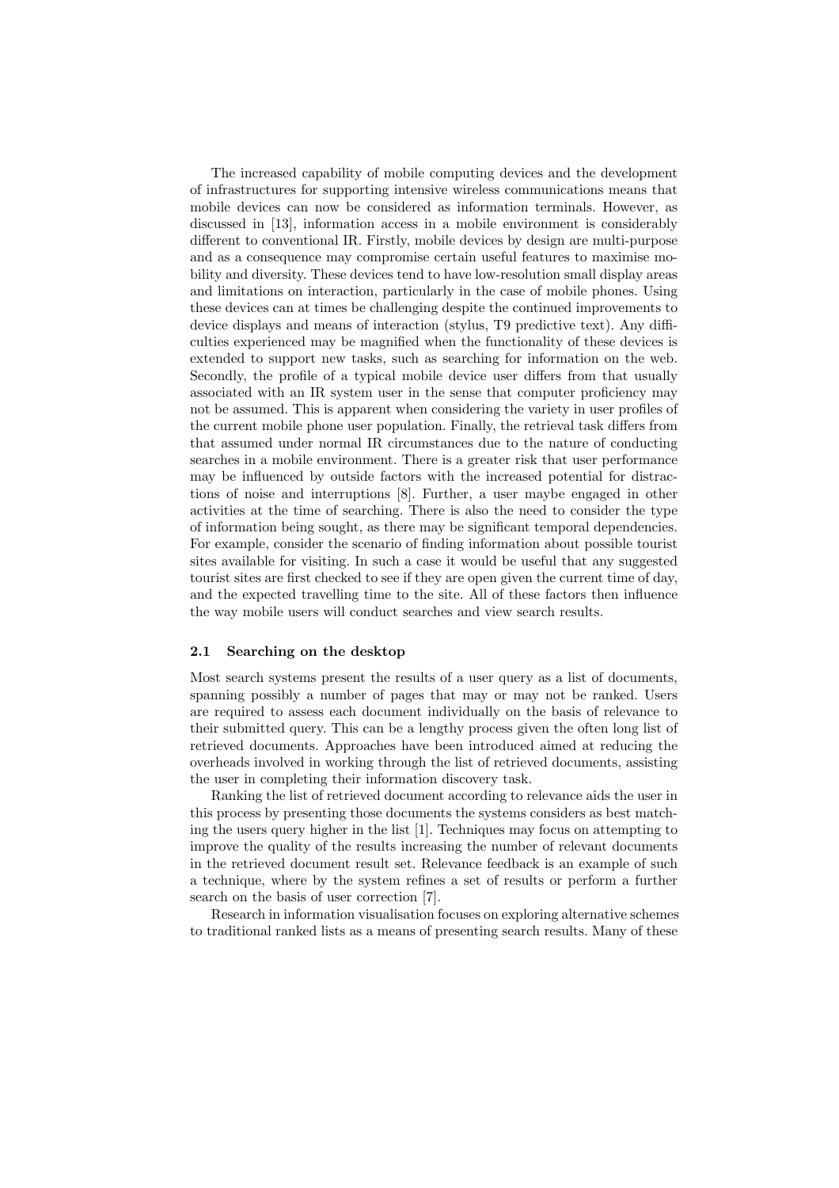The increased capability of mobile computing devices and the development of infrastructures for supporting intensive wireless communications means that mobile devices can now be considered as information terminals. However, as discussed in [13], information access in a mobile environment is considerably different to conventional IR. Firstly, mobile devices by design are multi-purpose and as a consequence may compromise certain useful features to maximise mobility and diversity. These devices tend to have low-resolution small display areas and limitations on interaction, particularly in the case of mobile phones. Using these devices can at times be challenging despite the continued improvements to device displays and means of interaction (stylus, T9 predictive text). Any difficulties experienced may be magnified when the functionality of these devices is extended to support new tasks, such as searching for information on the web. Secondly, the profile of a typical mobile device user differs from that usually associated with an IR system user in the sense that computer proficiency may not be assumed. This is apparent when considering the variety in user profiles of the current mobile phone user population. Finally, the retrieval task differs from that assumed under normal IR circumstances due to the nature of conducting searches in a mobile environment. There is a greater risk that user performance may be influenced by outside factors with the increased potential for distractions of noise and interruptions [8]. Further, a user maybe engaged in other activities at the time of searching. There is also the need to consider the type of information being sought, as there may be significant temporal dependencies. For example, consider the scenario of finding information about possible tourist sites available for visiting. In such a case it would be useful that any suggested tourist sites are first checked to see if they are open given the current time of day, and the expected travelling time to the site. All of these factors then influence the way mobile users will conduct searches and view search results.

### 2.1 Searching on the desktop

Most search systems present the results of a user query as a list of documents, spanning possibly a number of pages that may or may not be ranked. Users are required to assess each document individually on the basis of relevance to their submitted query. This can be a lengthy process given the often long list of retrieved documents. Approaches have been introduced aimed at reducing the overheads involved in working through the list of retrieved documents, assisting the user in completing their information discovery task.

Ranking the list of retrieved document according to relevance aids the user in this process by presenting those documents the systems considers as best matching the users query higher in the list [1]. Techniques may focus on attempting to improve the quality of the results increasing the number of relevant documents in the retrieved document result set. Relevance feedback is an example of such a technique, where by the system refines a set of results or perform a further search on the basis of user correction [7].

Research in information visualisation focuses on exploring alternative schemes to traditional ranked lists as a means of presenting search results. Many of these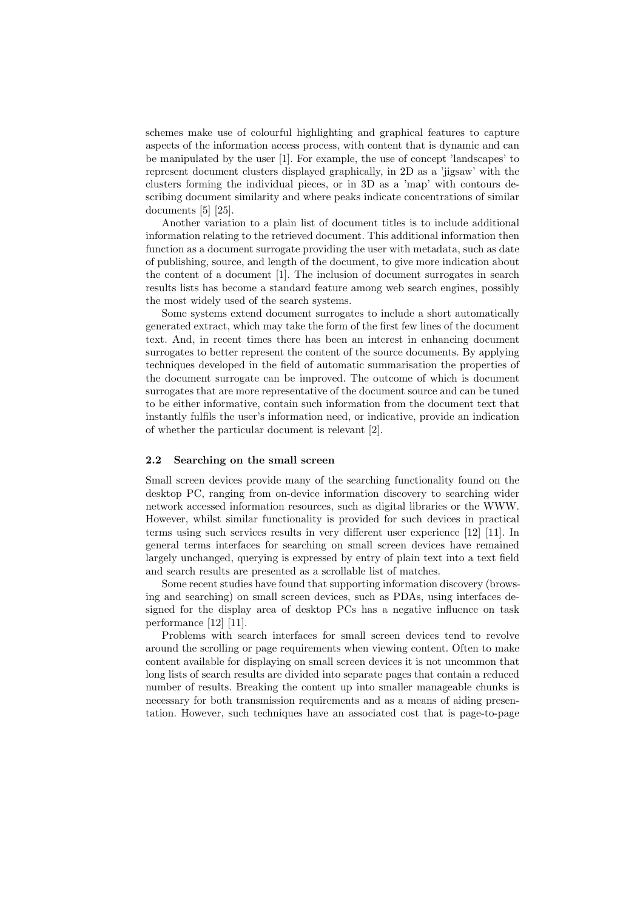schemes make use of colourful highlighting and graphical features to capture aspects of the information access process, with content that is dynamic and can be manipulated by the user [1]. For example, the use of concept 'landscapes' to represent document clusters displayed graphically, in 2D as a 'jigsaw' with the clusters forming the individual pieces, or in 3D as a 'map' with contours describing document similarity and where peaks indicate concentrations of similar documents [5] [25].

Another variation to a plain list of document titles is to include additional information relating to the retrieved document. This additional information then function as a document surrogate providing the user with metadata, such as date of publishing, source, and length of the document, to give more indication about the content of a document [1]. The inclusion of document surrogates in search results lists has become a standard feature among web search engines, possibly the most widely used of the search systems.

Some systems extend document surrogates to include a short automatically generated extract, which may take the form of the first few lines of the document text. And, in recent times there has been an interest in enhancing document surrogates to better represent the content of the source documents. By applying techniques developed in the field of automatic summarisation the properties of the document surrogate can be improved. The outcome of which is document surrogates that are more representative of the document source and can be tuned to be either informative, contain such information from the document text that instantly fulfils the user's information need, or indicative, provide an indication of whether the particular document is relevant [2].

### 2.2 Searching on the small screen

Small screen devices provide many of the searching functionality found on the desktop PC, ranging from on-device information discovery to searching wider network accessed information resources, such as digital libraries or the WWW. However, whilst similar functionality is provided for such devices in practical terms using such services results in very different user experience [12] [11]. In general terms interfaces for searching on small screen devices have remained largely unchanged, querying is expressed by entry of plain text into a text field and search results are presented as a scrollable list of matches.

Some recent studies have found that supporting information discovery (browsing and searching) on small screen devices, such as PDAs, using interfaces designed for the display area of desktop PCs has a negative influence on task performance [12] [11].

Problems with search interfaces for small screen devices tend to revolve around the scrolling or page requirements when viewing content. Often to make content available for displaying on small screen devices it is not uncommon that long lists of search results are divided into separate pages that contain a reduced number of results. Breaking the content up into smaller manageable chunks is necessary for both transmission requirements and as a means of aiding presentation. However, such techniques have an associated cost that is page-to-page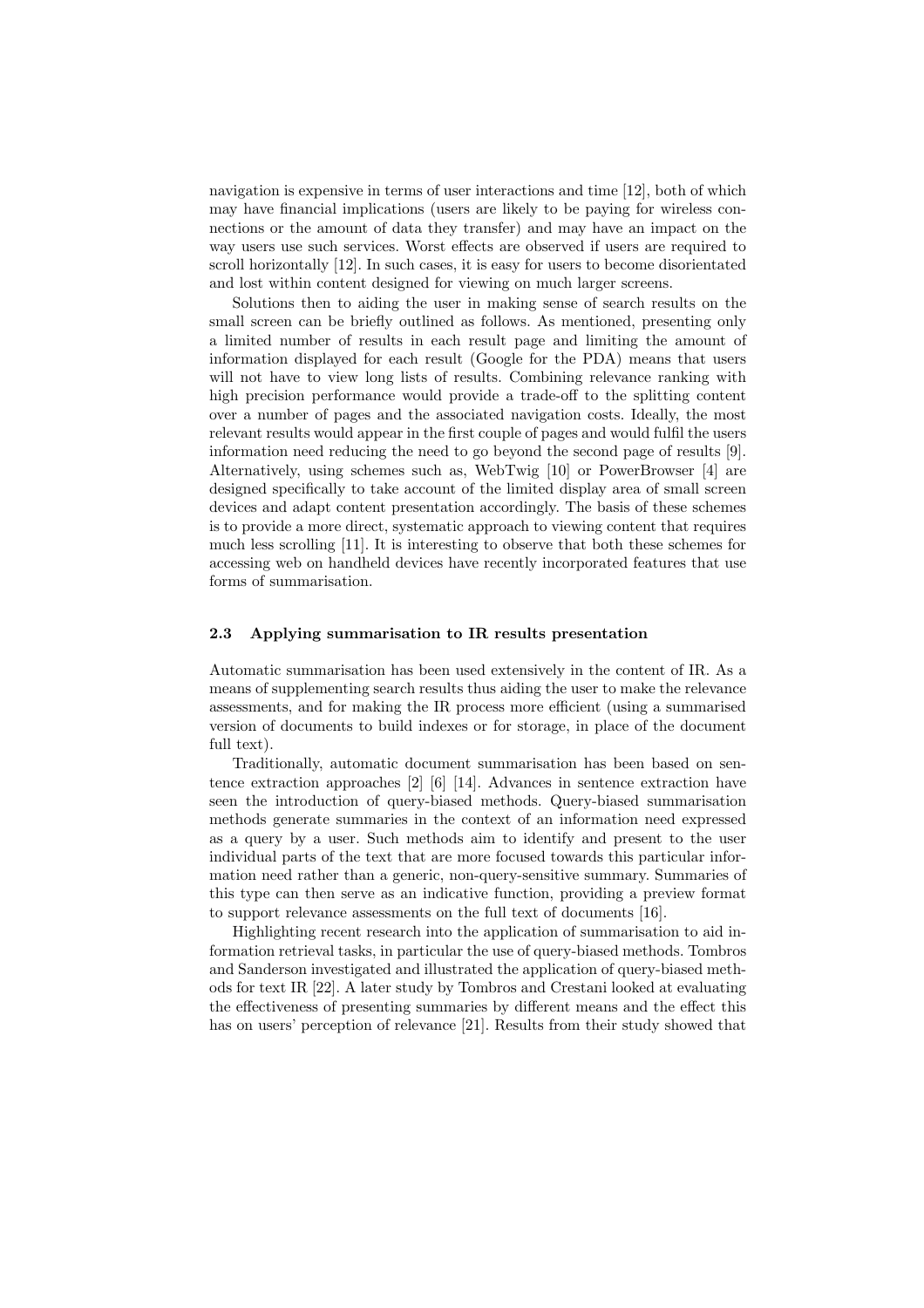navigation is expensive in terms of user interactions and time [12], both of which may have financial implications (users are likely to be paying for wireless connections or the amount of data they transfer) and may have an impact on the way users use such services. Worst effects are observed if users are required to scroll horizontally [12]. In such cases, it is easy for users to become disorientated and lost within content designed for viewing on much larger screens.

Solutions then to aiding the user in making sense of search results on the small screen can be briefly outlined as follows. As mentioned, presenting only a limited number of results in each result page and limiting the amount of information displayed for each result (Google for the PDA) means that users will not have to view long lists of results. Combining relevance ranking with high precision performance would provide a trade-off to the splitting content over a number of pages and the associated navigation costs. Ideally, the most relevant results would appear in the first couple of pages and would fulfil the users information need reducing the need to go beyond the second page of results [9]. Alternatively, using schemes such as, WebTwig [10] or PowerBrowser [4] are designed specifically to take account of the limited display area of small screen devices and adapt content presentation accordingly. The basis of these schemes is to provide a more direct, systematic approach to viewing content that requires much less scrolling [11]. It is interesting to observe that both these schemes for accessing web on handheld devices have recently incorporated features that use forms of summarisation.

### 2.3 Applying summarisation to IR results presentation

Automatic summarisation has been used extensively in the content of IR. As a means of supplementing search results thus aiding the user to make the relevance assessments, and for making the IR process more efficient (using a summarised version of documents to build indexes or for storage, in place of the document full text).

Traditionally, automatic document summarisation has been based on sentence extraction approaches [2] [6] [14]. Advances in sentence extraction have seen the introduction of query-biased methods. Query-biased summarisation methods generate summaries in the context of an information need expressed as a query by a user. Such methods aim to identify and present to the user individual parts of the text that are more focused towards this particular information need rather than a generic, non-query-sensitive summary. Summaries of this type can then serve as an indicative function, providing a preview format to support relevance assessments on the full text of documents [16].

Highlighting recent research into the application of summarisation to aid information retrieval tasks, in particular the use of query-biased methods. Tombros and Sanderson investigated and illustrated the application of query-biased methods for text IR [22]. A later study by Tombros and Crestani looked at evaluating the effectiveness of presenting summaries by different means and the effect this has on users' perception of relevance [21]. Results from their study showed that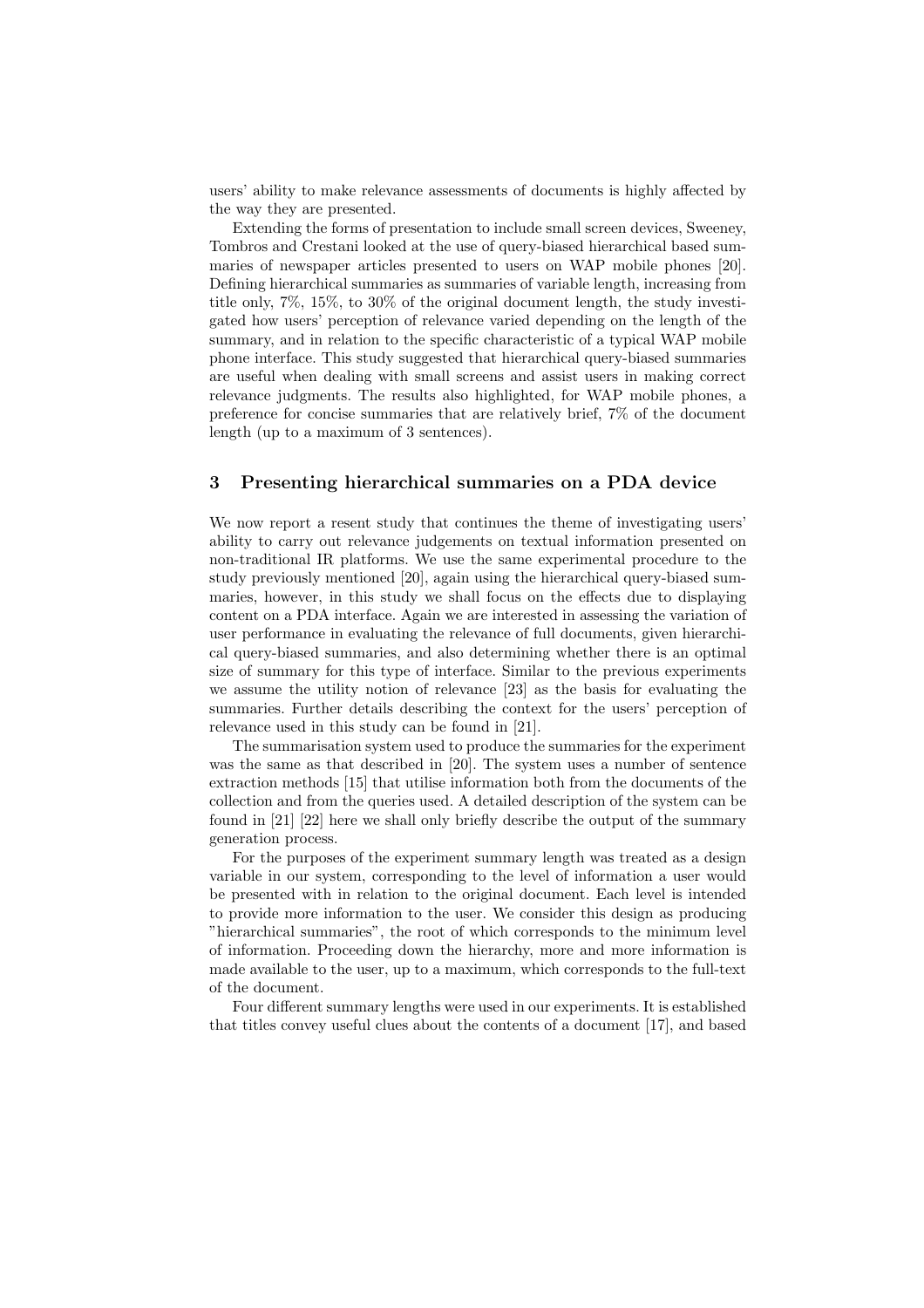users' ability to make relevance assessments of documents is highly affected by the way they are presented.

Extending the forms of presentation to include small screen devices, Sweeney, Tombros and Crestani looked at the use of query-biased hierarchical based summaries of newspaper articles presented to users on WAP mobile phones [20]. Defining hierarchical summaries as summaries of variable length, increasing from title only, 7%, 15%, to 30% of the original document length, the study investigated how users' perception of relevance varied depending on the length of the summary, and in relation to the specific characteristic of a typical WAP mobile phone interface. This study suggested that hierarchical query-biased summaries are useful when dealing with small screens and assist users in making correct relevance judgments. The results also highlighted, for WAP mobile phones, a preference for concise summaries that are relatively brief, 7% of the document length (up to a maximum of 3 sentences).

## 3 Presenting hierarchical summaries on a PDA device

We now report a resent study that continues the theme of investigating users' ability to carry out relevance judgements on textual information presented on non-traditional IR platforms. We use the same experimental procedure to the study previously mentioned [20], again using the hierarchical query-biased summaries, however, in this study we shall focus on the effects due to displaying content on a PDA interface. Again we are interested in assessing the variation of user performance in evaluating the relevance of full documents, given hierarchical query-biased summaries, and also determining whether there is an optimal size of summary for this type of interface. Similar to the previous experiments we assume the utility notion of relevance [23] as the basis for evaluating the summaries. Further details describing the context for the users' perception of relevance used in this study can be found in [21].

The summarisation system used to produce the summaries for the experiment was the same as that described in [20]. The system uses a number of sentence extraction methods [15] that utilise information both from the documents of the collection and from the queries used. A detailed description of the system can be found in [21] [22] here we shall only briefly describe the output of the summary generation process.

For the purposes of the experiment summary length was treated as a design variable in our system, corresponding to the level of information a user would be presented with in relation to the original document. Each level is intended to provide more information to the user. We consider this design as producing "hierarchical summaries", the root of which corresponds to the minimum level of information. Proceeding down the hierarchy, more and more information is made available to the user, up to a maximum, which corresponds to the full-text of the document.

Four different summary lengths were used in our experiments. It is established that titles convey useful clues about the contents of a document [17], and based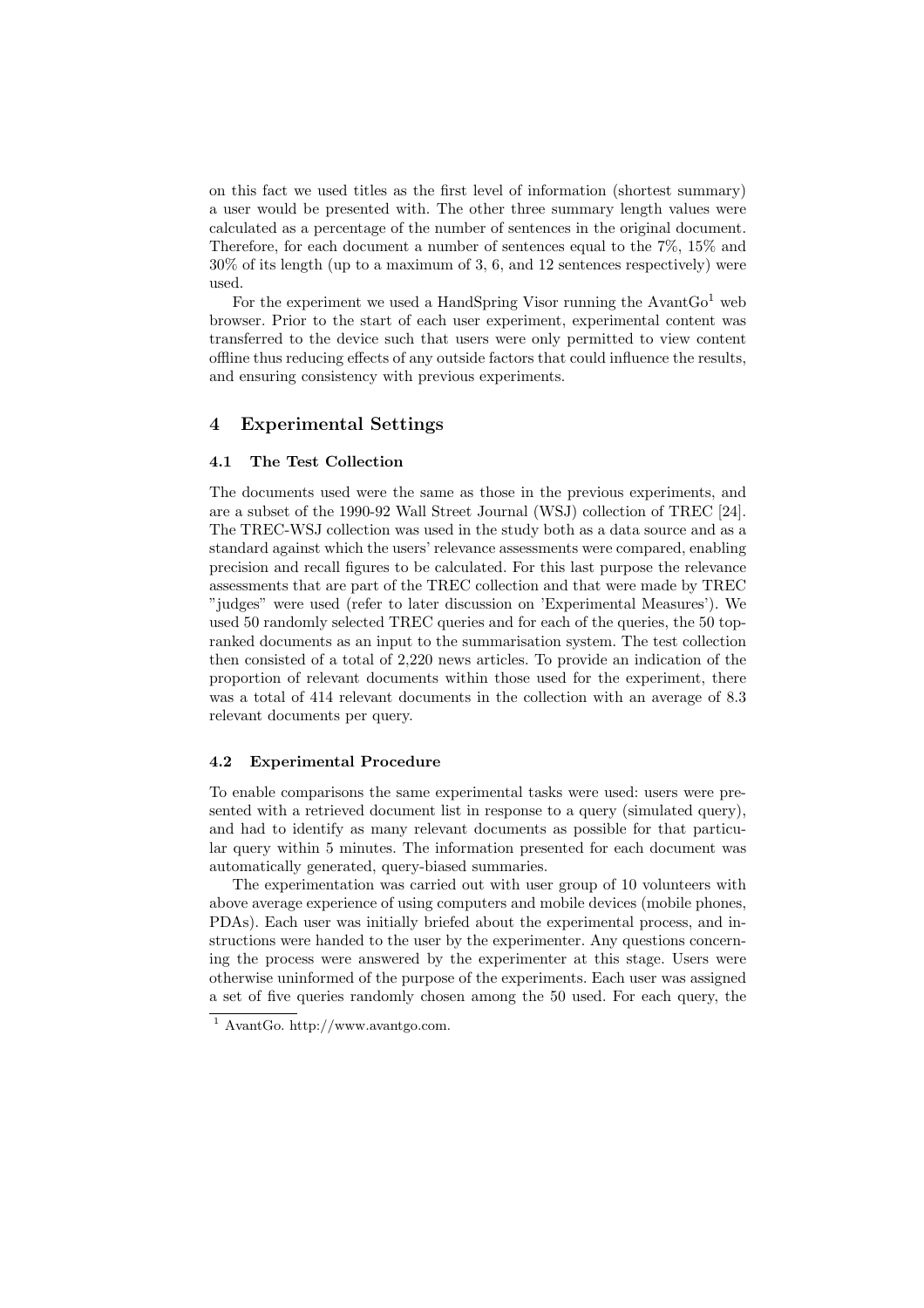on this fact we used titles as the first level of information (shortest summary) a user would be presented with. The other three summary length values were calculated as a percentage of the number of sentences in the original document. Therefore, for each document a number of sentences equal to the 7%, 15% and 30% of its length (up to a maximum of 3, 6, and 12 sentences respectively) were used.

For the experiment we used a HandSpring Visor running the AvantGo[1] web browser. Prior to the start of each user experiment, experimental content was transferred to the device such that users were only permitted to view content offline thus reducing effects of any outside factors that could influence the results, and ensuring consistency with previous experiments.

## 4 Experimental Settings

### 4.1 The Test Collection

The documents used were the same as those in the previous experiments, and are a subset of the 1990-92 Wall Street Journal (WSJ) collection of TREC [24]. The TREC-WSJ collection was used in the study both as a data source and as a standard against which the users' relevance assessments were compared, enabling precision and recall figures to be calculated. For this last purpose the relevance assessments that are part of the TREC collection and that were made by TREC "judges" were used (refer to later discussion on 'Experimental Measures'). We used 50 randomly selected TREC queries and for each of the queries, the 50 top-ranked documents as an input to the summarisation system. The test collection then consisted of a total of 2,220 news articles. To provide an indication of the proportion of relevant documents within those used for the experiment, there was a total of 414 relevant documents in the collection with an average of 8.3 relevant documents per query.

### 4.2 Experimental Procedure

To enable comparisons the same experimental tasks were used: users were presented with a retrieved document list in response to a query (simulated query), and had to identify as many relevant documents as possible for that particular query within 5 minutes. The information presented for each document was automatically generated, query-biased summaries.

The experimentation was carried out with user group of 10 volunteers with above average experience of using computers and mobile devices (mobile phones, PDAs). Each user was initially briefed about the experimental process, and instructions were handed to the user by the experimenter. Any questions concerning the process were answered by the experimenter at this stage. Users were otherwise uninformed of the purpose of the experiments. Each user was assigned a set of five queries randomly chosen among the 50 used. For each query, the

[1] AvantGo. http://www.avantgo.com.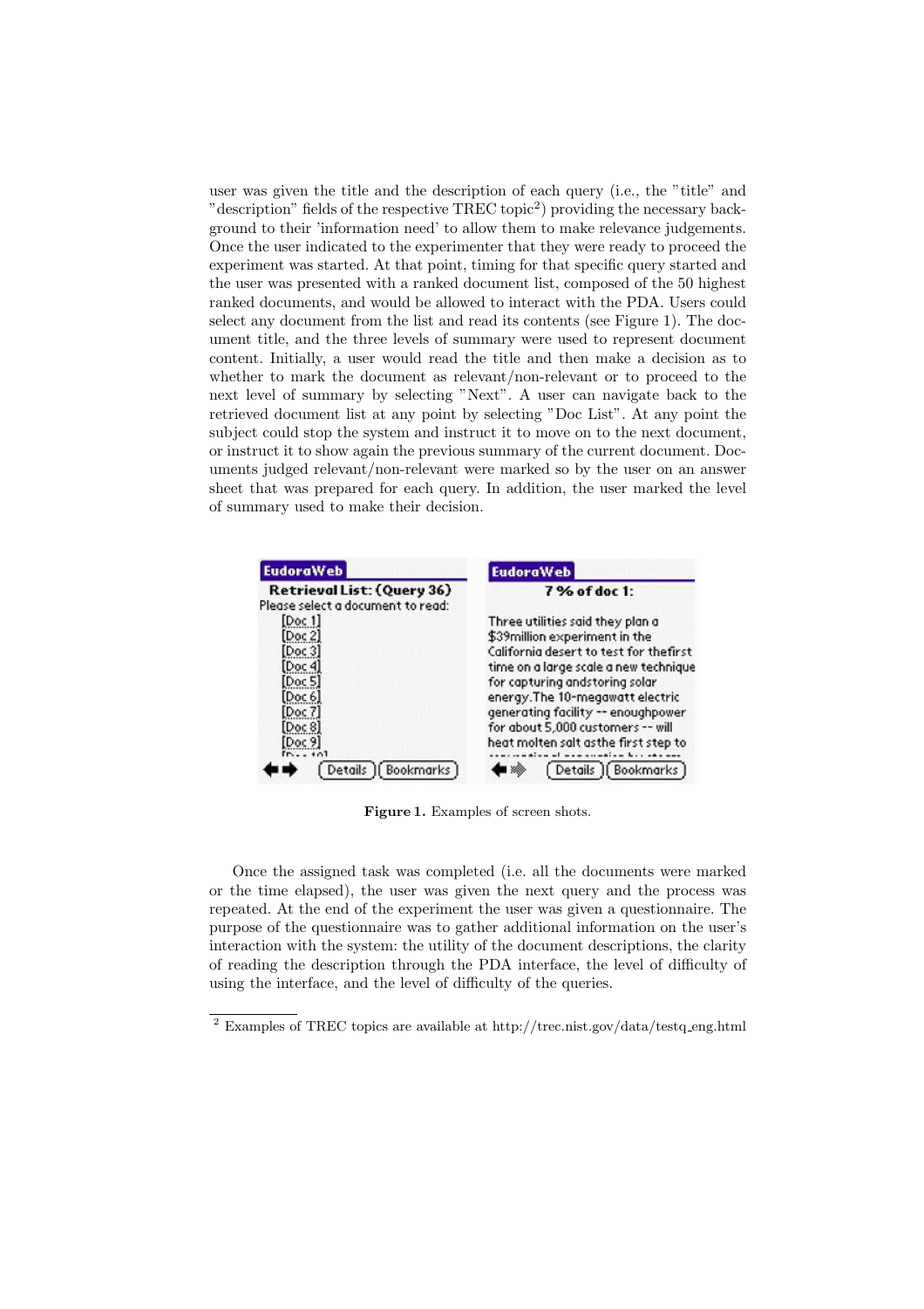user was given the title and the description of each query (i.e., the "title" and "description" fields of the respective TREC topic[2]) providing the necessary background to their 'information need' to allow them to make relevance judgements. Once the user indicated to the experimenter that they were ready to proceed the experiment was started. At that point, timing for that specific query started and the user was presented with a ranked document list, composed of the 50 highest ranked documents, and would be allowed to interact with the PDA. Users could select any document from the list and read its contents (see Figure 1). The document title, and the three levels of summary were used to represent document content. Initially, a user would read the title and then make a decision as to whether to mark the document as relevant/non-relevant or to proceed to the next level of summary by selecting "Next". A user can navigate back to the retrieved document list at any point by selecting "Doc List". At any point the subject could stop the system and instruct it to move on to the next document, or instruct it to show again the previous summary of the current document. Documents judged relevant/non-relevant were marked so by the user on an answer sheet that was prepared for each query. In addition, the user marked the level of summary used to make their decision.

EudoraWeb

Retrieval List: (Query 36)

Please select a document to read:

[Doc 1]
[Doc 2]
[Doc 3]
[Doc 4]
[Doc 5]
[Doc 6]
[Doc 7]
[Doc 8]
[Doc 9]

Details Bookmarks

EudoraWeb

7 % of doc 1:

Three utilities said they plan a $39million experiment in the California desert to test for thefirst time on a large scale a new technique for capturing andstoring solar energy.The 10-megawatt electric generating facility -- enoughpower for about 5,000 customers -- will heat molten salt asthe first step to

Details Bookmarks

**Figure 1.** Examples of screen shots.

Once the assigned task was completed (i.e. all the documents were marked or the time elapsed), the user was given the next query and the process was repeated. At the end of the experiment the user was given a questionnaire. The purpose of the questionnaire was to gather additional information on the user's interaction with the system: the utility of the document descriptions, the clarity of reading the description through the PDA interface, the level of difficulty of using the interface, and the level of difficulty of the queries.

---

[2] Examples of TREC topics are available at http://trec.nist.gov/data/testq_eng.html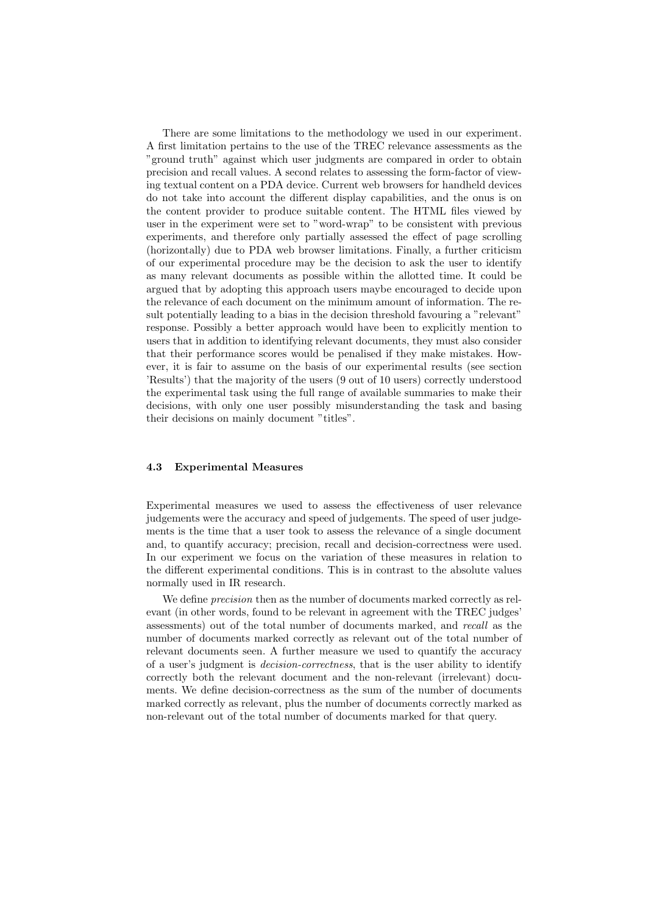There are some limitations to the methodology we used in our experiment. A first limitation pertains to the use of the TREC relevance assessments as the "ground truth" against which user judgments are compared in order to obtain precision and recall values. A second relates to assessing the form-factor of viewing textual content on a PDA device. Current web browsers for handheld devices do not take into account the different display capabilities, and the onus is on the content provider to produce suitable content. The HTML files viewed by user in the experiment were set to "word-wrap" to be consistent with previous experiments, and therefore only partially assessed the effect of page scrolling (horizontally) due to PDA web browser limitations. Finally, a further criticism of our experimental procedure may be the decision to ask the user to identify as many relevant documents as possible within the allotted time. It could be argued that by adopting this approach users maybe encouraged to decide upon the relevance of each document on the minimum amount of information. The result potentially leading to a bias in the decision threshold favouring a "relevant" response. Possibly a better approach would have been to explicitly mention to users that in addition to identifying relevant documents, they must also consider that their performance scores would be penalised if they make mistakes. However, it is fair to assume on the basis of our experimental results (see section 'Results') that the majority of the users (9 out of 10 users) correctly understood the experimental task using the full range of available summaries to make their decisions, with only one user possibly misunderstanding the task and basing their decisions on mainly document "titles".

### 4.3 Experimental Measures

Experimental measures we used to assess the effectiveness of user relevance judgements were the accuracy and speed of judgements. The speed of user judgements is the time that a user took to assess the relevance of a single document and, to quantify accuracy; precision, recall and decision-correctness were used. In our experiment we focus on the variation of these measures in relation to the different experimental conditions. This is in contrast to the absolute values normally used in IR research.

We define *precision* then as the number of documents marked correctly as relevant (in other words, found to be relevant in agreement with the TREC judges' assessments) out of the total number of documents marked, and *recall* as the number of documents marked correctly as relevant out of the total number of relevant documents seen. A further measure we used to quantify the accuracy of a user's judgment is *decision-correctness*, that is the user ability to identify correctly both the relevant document and the non-relevant (irrelevant) documents. We define decision-correctness as the sum of the number of documents marked correctly as relevant, plus the number of documents correctly marked as non-relevant out of the total number of documents marked for that query.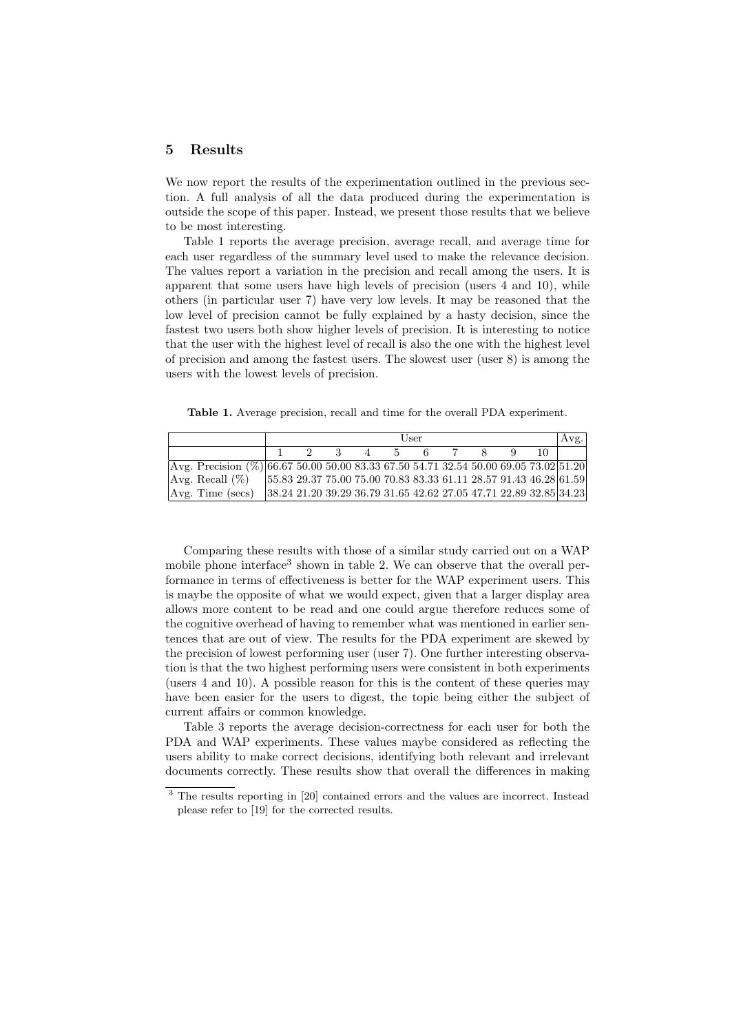## 5 Results

We now report the results of the experimentation outlined in the previous section. A full analysis of all the data produced during the experimentation is outside the scope of this paper. Instead, we present those results that we believe to be most interesting.

Table 1 reports the average precision, average recall, and average time for each user regardless of the summary level used to make the relevance decision. The values report a variation in the precision and recall among the users. It is apparent that some users have high levels of precision (users 4 and 10), while others (in particular user 7) have very low levels. It may be reasoned that the low level of precision cannot be fully explained by a hasty decision, since the fastest two users both show higher levels of precision. It is interesting to notice that the user with the highest level of recall is also the one with the highest level of precision and among the fastest users. The slowest user (user 8) is among the users with the lowest levels of precision.

**Table 1.** Average precision, recall and time for the overall PDA experiment.

| | User | | | | | | | | | | Avg. |
|---|---|---|---|---|---|---|---|---|---|---|---|
| | 1 | 2 | 3 | 4 | 5 | 6 | 7 | 8 | 9 | 10 | |
| Avg. Precision (%) | 66.67 | 50.00 | 50.00 | 83.33 | 67.50 | 54.71 | 32.54 | 50.00 | 69.05 | 73.02 | 51.20 |
| Avg. Recall (%) | 55.83 | 29.37 | 75.00 | 75.00 | 70.83 | 83.33 | 61.11 | 28.57 | 91.43 | 46.28 | 61.59 |
| Avg. Time (secs) | 38.24 | 21.20 | 39.29 | 36.79 | 31.65 | 42.62 | 27.05 | 47.71 | 22.89 | 32.85 | 34.23 |

Comparing these results with those of a similar study carried out on a WAP mobile phone interface[3] shown in table 2. We can observe that the overall performance in terms of effectiveness is better for the WAP experiment users. This is maybe the opposite of what we would expect, given that a larger display area allows more content to be read and one could argue therefore reduces some of the cognitive overhead of having to remember what was mentioned in earlier sentences that are out of view. The results for the PDA experiment are skewed by the precision of lowest performing user (user 7). One further interesting observation is that the two highest performing users were consistent in both experiments (users 4 and 10). A possible reason for this is the content of these queries may have been easier for the users to digest, the topic being either the subject of current affairs or common knowledge.

Table 3 reports the average decision-correctness for each user for both the PDA and WAP experiments. These values maybe considered as reflecting the users ability to make correct decisions, identifying both relevant and irrelevant documents correctly. These results show that overall the differences in making

[3] The results reporting in [20] contained errors and the values are incorrect. Instead please refer to [19] for the corrected results.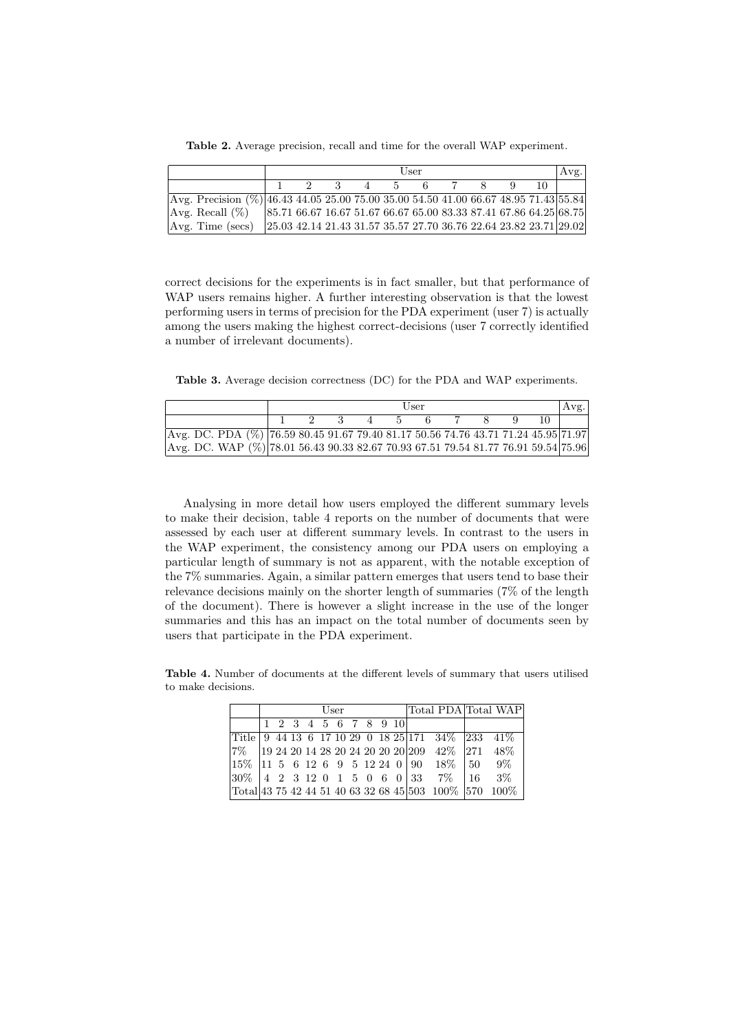**Table 2.** Average precision, recall and time for the overall WAP experiment.

| | User | | | | | | | | | | Avg. |
|---|---|---|---|---|---|---|---|---|---|---|---|
| | 1 | 2 | 3 | 4 | 5 | 6 | 7 | 8 | 9 | 10 | |
| Avg. Precision (%) | 46.43 | 44.05 | 25.00 | 75.00 | 35.00 | 54.50 | 41.00 | 66.67 | 48.95 | 71.43 | 55.84 |
| Avg. Recall (%) | 85.71 | 66.67 | 16.67 | 51.67 | 66.67 | 65.00 | 83.33 | 87.41 | 67.86 | 64.25 | 68.75 |
| Avg. Time (secs) | 25.03 | 42.14 | 21.43 | 31.57 | 35.57 | 27.70 | 36.76 | 22.64 | 23.82 | 23.71 | 29.02 |

correct decisions for the experiments is in fact smaller, but that performance of WAP users remains higher. A further interesting observation is that the lowest performing users in terms of precision for the PDA experiment (user 7) is actually among the users making the highest correct-decisions (user 7 correctly identified a number of irrelevant documents).

**Table 3.** Average decision correctness (DC) for the PDA and WAP experiments.

| | User | | | | | | | | | | Avg. |
|---|---|---|---|---|---|---|---|---|---|---|---|
| | 1 | 2 | 3 | 4 | 5 | 6 | 7 | 8 | 9 | 10 | |
| Avg. DC. PDA (%) | 76.59 | 80.45 | 91.67 | 79.40 | 81.17 | 50.56 | 74.76 | 43.71 | 71.24 | 45.95 | 71.97 |
| Avg. DC. WAP (%) | 78.01 | 56.43 | 90.33 | 82.67 | 70.93 | 67.51 | 79.54 | 81.77 | 76.91 | 59.54 | 75.96 |

Analysing in more detail how users employed the different summary levels to make their decision, table 4 reports on the number of documents that were assessed by each user at different summary levels. In contrast to the users in the WAP experiment, the consistency among our PDA users on employing a particular length of summary is not as apparent, with the notable exception of the 7% summaries. Again, a similar pattern emerges that users tend to base their relevance decisions mainly on the shorter length of summaries (7% of the length of the document). There is however a slight increase in the use of the longer summaries and this has an impact on the total number of documents seen by users that participate in the PDA experiment.

**Table 4.** Number of documents at the different levels of summary that users utilised to make decisions.

| | User | | | | | | | | | | Total PDA | | Total WAP | |
|---|---|---|---|---|---|---|---|---|---|---|---|---|---|---|
| | 1 | 2 | 3 | 4 | 5 | 6 | 7 | 8 | 9 | 10 | | | | |
| Title | 9 | 44 | 13 | 6 | 17 | 10 | 29 | 0 | 18 | 25 | 171 | 34% | 233 | 41% |
| 7% | 19 | 24 | 20 | 14 | 28 | 20 | 24 | 20 | 20 | 20 | 209 | 42% | 271 | 48% |
| 15% | 11 | 5 | 6 | 12 | 6 | 9 | 5 | 12 | 24 | 0 | 90 | 18% | 50 | 9% |
| 30% | 4 | 2 | 3 | 12 | 0 | 1 | 5 | 0 | 6 | 0 | 33 | 7% | 16 | 3% |
| Total | 43 | 75 | 42 | 44 | 51 | 40 | 63 | 32 | 68 | 45 | 503 | 100% | 570 | 100% |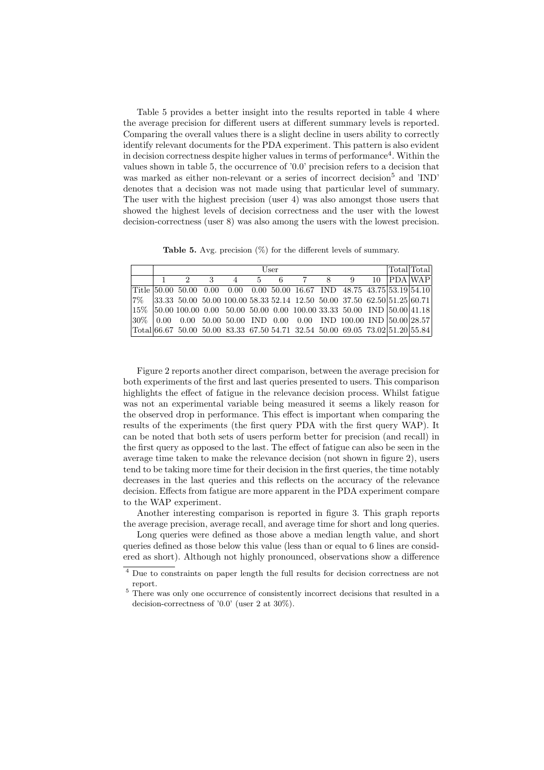Table 5 provides a better insight into the results reported in table 4 where the average precision for different users at different summary levels is reported. Comparing the overall values there is a slight decline in users ability to correctly identify relevant documents for the PDA experiment. This pattern is also evident in decision correctness despite higher values in terms of performance[4]. Within the values shown in table 5, the occurrence of '0.0' precision refers to a decision that was marked as either non-relevant or a series of incorrect decision[5] and 'IND' denotes that a decision was not made using that particular level of summary. The user with the highest precision (user 4) was also amongst those users that showed the highest levels of decision correctness and the user with the lowest decision-correctness (user 8) was also among the users with the lowest precision.

**Table 5.** Avg. precision (%) for the different levels of summary.

| | User | | | | | | | | | | Total | Total |
|---|---|---|---|---|---|---|---|---|---|---|---|---|
| | 1 | 2 | 3 | 4 | 5 | 6 | 7 | 8 | 9 | 10 | PDA | WAP |
| Title | 50.00 | 50.00 | 0.00 | 0.00 | 0.00 | 50.00 | 16.67 | IND | 48.75 | 43.75 | 53.19 | 54.10 |
| 7% | 33.33 | 50.00 | 50.00 | 100.00 | 58.33 | 52.14 | 12.50 | 50.00 | 37.50 | 62.50 | 51.25 | 60.71 |
| 15% | 50.00 | 100.00 | 0.00 | 50.00 | 50.00 | 0.00 | 100.00 | 33.33 | 50.00 | IND | 50.00 | 41.18 |
| 30% | 0.00 | 0.00 | 50.00 | 50.00 | IND | 0.00 | 0.00 | IND | 100.00 | IND | 50.00 | 28.57 |
| Total | 66.67 | 50.00 | 50.00 | 83.33 | 67.50 | 54.71 | 32.54 | 50.00 | 69.05 | 73.02 | 51.20 | 55.84 |

Figure 2 reports another direct comparison, between the average precision for both experiments of the first and last queries presented to users. This comparison highlights the effect of fatigue in the relevance decision process. Whilst fatigue was not an experimental variable being measured it seems a likely reason for the observed drop in performance. This effect is important when comparing the results of the experiments (the first query PDA with the first query WAP). It can be noted that both sets of users perform better for precision (and recall) in the first query as opposed to the last. The effect of fatigue can also be seen in the average time taken to make the relevance decision (not shown in figure 2), users tend to be taking more time for their decision in the first queries, the time notably decreases in the last queries and this reflects on the accuracy of the relevance decision. Effects from fatigue are more apparent in the PDA experiment compare to the WAP experiment.

Another interesting comparison is reported in figure 3. This graph reports the average precision, average recall, and average time for short and long queries.

Long queries were defined as those above a median length value, and short queries defined as those below this value (less than or equal to 6 lines are considered as short). Although not highly pronounced, observations show a difference

[4] Due to constraints on paper length the full results for decision correctness are not report.

[5] There was only one occurrence of consistently incorrect decisions that resulted in a decision-correctness of '0.0' (user 2 at 30%).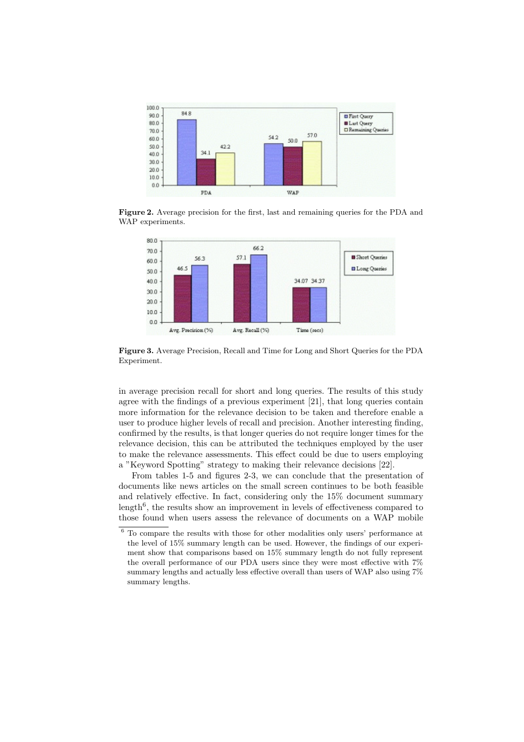**Figure 2.** Average precision for the first, last and remaining queries for the PDA and WAP experiments.

**Figure 3.** Average Precision, Recall and Time for Long and Short Queries for the PDA Experiment.

in average precision recall for short and long queries. The results of this study agree with the findings of a previous experiment [21], that long queries contain more information for the relevance decision to be taken and therefore enable a user to produce higher levels of recall and precision. Another interesting finding, confirmed by the results, is that longer queries do not require longer times for the relevance decision, this can be attributed the techniques employed by the user to make the relevance assessments. This effect could be due to users employing a "Keyword Spotting" strategy to making their relevance decisions [22].

From tables 1-5 and figures 2-3, we can conclude that the presentation of documents like news articles on the small screen continues to be both feasible and relatively effective. In fact, considering only the 15% document summary length[6], the results show an improvement in levels of effectiveness compared to those found when users assess the relevance of documents on a WAP mobile

[6] To compare the results with those for other modalities only users' performance at the level of 15% summary length can be used. However, the findings of our experiment show that comparisons based on 15% summary length do not fully represent the overall performance of our PDA users since they were most effective with 7% summary lengths and actually less effective overall than users of WAP also using 7% summary lengths.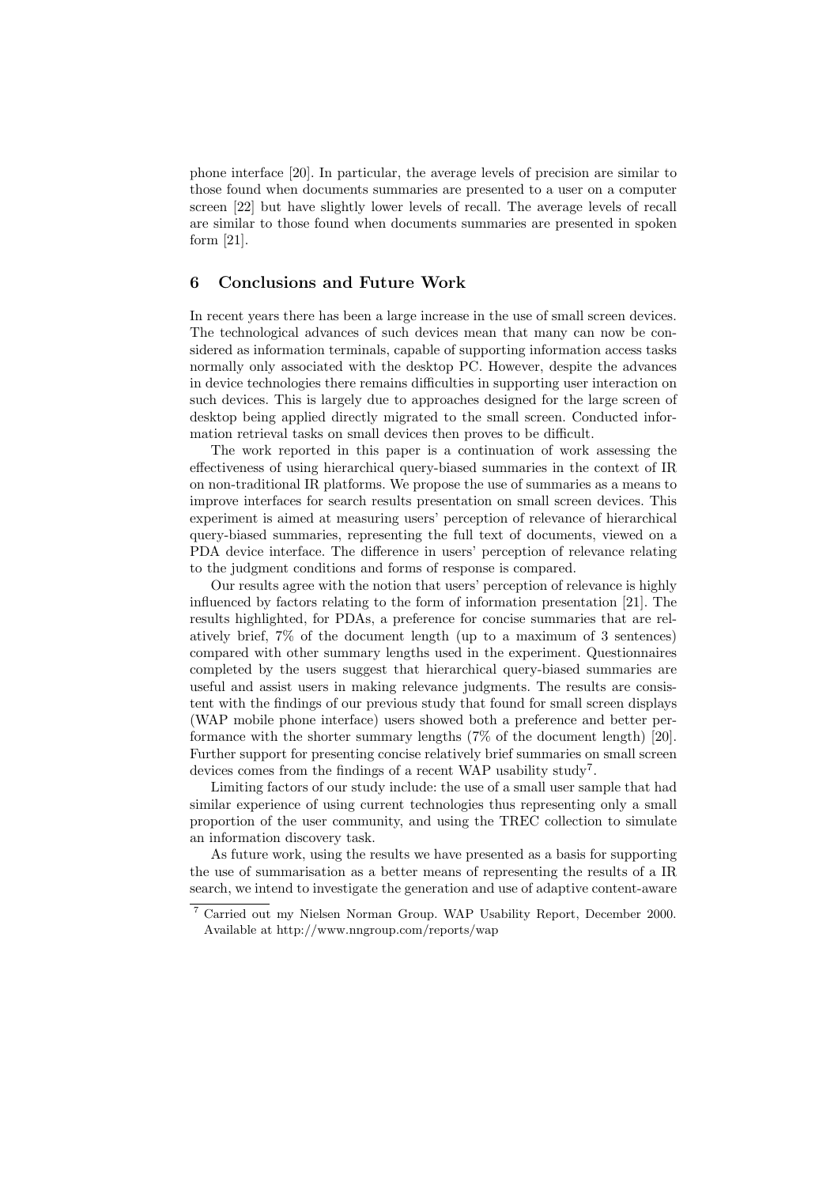phone interface [20]. In particular, the average levels of precision are similar to those found when documents summaries are presented to a user on a computer screen [22] but have slightly lower levels of recall. The average levels of recall are similar to those found when documents summaries are presented in spoken form [21].

## 6 Conclusions and Future Work

In recent years there has been a large increase in the use of small screen devices. The technological advances of such devices mean that many can now be considered as information terminals, capable of supporting information access tasks normally only associated with the desktop PC. However, despite the advances in device technologies there remains difficulties in supporting user interaction on such devices. This is largely due to approaches designed for the large screen of desktop being applied directly migrated to the small screen. Conducted information retrieval tasks on small devices then proves to be difficult.

The work reported in this paper is a continuation of work assessing the effectiveness of using hierarchical query-biased summaries in the context of IR on non-traditional IR platforms. We propose the use of summaries as a means to improve interfaces for search results presentation on small screen devices. This experiment is aimed at measuring users' perception of relevance of hierarchical query-biased summaries, representing the full text of documents, viewed on a PDA device interface. The difference in users' perception of relevance relating to the judgment conditions and forms of response is compared.

Our results agree with the notion that users' perception of relevance is highly influenced by factors relating to the form of information presentation [21]. The results highlighted, for PDAs, a preference for concise summaries that are relatively brief, 7% of the document length (up to a maximum of 3 sentences) compared with other summary lengths used in the experiment. Questionnaires completed by the users suggest that hierarchical query-biased summaries are useful and assist users in making relevance judgments. The results are consistent with the findings of our previous study that found for small screen displays (WAP mobile phone interface) users showed both a preference and better performance with the shorter summary lengths (7% of the document length) [20]. Further support for presenting concise relatively brief summaries on small screen devices comes from the findings of a recent WAP usability study[7].

Limiting factors of our study include: the use of a small user sample that had similar experience of using current technologies thus representing only a small proportion of the user community, and using the TREC collection to simulate an information discovery task.

As future work, using the results we have presented as a basis for supporting the use of summarisation as a better means of representing the results of a IR search, we intend to investigate the generation and use of adaptive content-aware

[7] Carried out my Nielsen Norman Group. WAP Usability Report, December 2000. Available at http://www.nngroup.com/reports/wap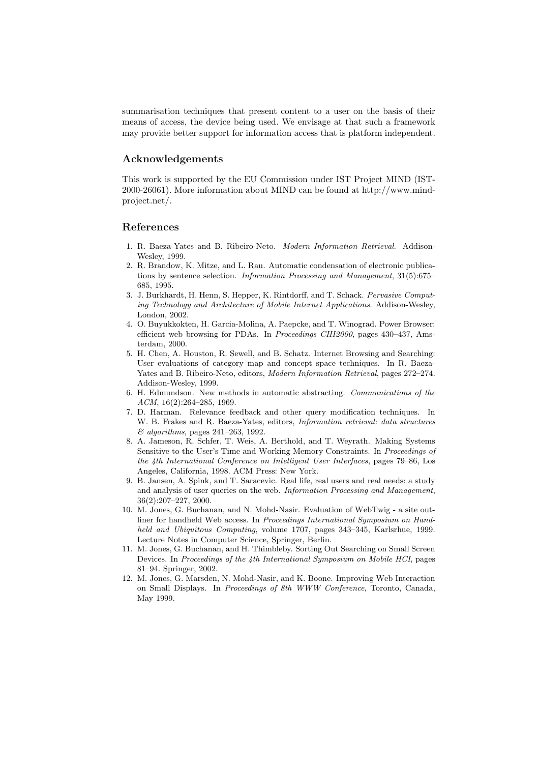summarisation techniques that present content to a user on the basis of their means of access, the device being used. We envisage at that such a framework may provide better support for information access that is platform independent.

## Acknowledgements

This work is supported by the EU Commission under IST Project MIND (IST-2000-26061). More information about MIND can be found at http://www.mind-project.net/.

## References

1. R. Baeza-Yates and B. Ribeiro-Neto. *Modern Information Retrieval*. Addison-Wesley, 1999.
2. R. Brandow, K. Mitze, and L. Rau. Automatic condensation of electronic publications by sentence selection. *Information Processing and Management*, 31(5):675–685, 1995.
3. J. Burkhardt, H. Henn, S. Hepper, K. Rintdorff, and T. Schack. *Pervasive Computing Technology and Architecture of Mobile Internet Applications*. Addison-Wesley, London, 2002.
4. O. Buyukkokten, H. Garcia-Molina, A. Paepcke, and T. Winograd. Power Browser: efficient web browsing for PDAs. In *Proceedings CHI2000*, pages 430–437, Amsterdam, 2000.
5. H. Chen, A. Houston, R. Sewell, and B. Schatz. Internet Browsing and Searching: User evaluations of category map and concept space techniques. In R. Baeza-Yates and B. Ribeiro-Neto, editors, *Modern Information Retrieval*, pages 272–274. Addison-Wesley, 1999.
6. H. Edmundson. New methods in automatic abstracting. *Communications of the ACM*, 16(2):264–285, 1969.
7. D. Harman. Relevance feedback and other query modification techniques. In W. B. Frakes and R. Baeza-Yates, editors, *Information retrieval: data structures & algorithms*, pages 241–263, 1992.
8. A. Jameson, R. Schfer, T. Weis, A. Berthold, and T. Weyrath. Making Systems Sensitive to the User's Time and Working Memory Constraints. In *Proceedings of the 4th International Conference on Intelligent User Interfaces*, pages 79–86, Los Angeles, California, 1998. ACM Press: New York.
9. B. Jansen, A. Spink, and T. Saracevic. Real life, real users and real needs: a study and analysis of user queries on the web. *Information Processing and Management*, 36(2):207–227, 2000.
10. M. Jones, G. Buchanan, and N. Mohd-Nasir. Evaluation of WebTwig - a site outliner for handheld Web access. In *Proceedings International Symposium on Handheld and Ubiquitous Computing*, volume 1707, pages 343–345, Karlsrhue, 1999. Lecture Notes in Computer Science, Springer, Berlin.
11. M. Jones, G. Buchanan, and H. Thimbleby. Sorting Out Searching on Small Screen Devices. In *Proceedings of the 4th International Symposium on Mobile HCI*, pages 81–94. Springer, 2002.
12. M. Jones, G. Marsden, N. Mohd-Nasir, and K. Boone. Improving Web Interaction on Small Displays. In *Proceedings of 8th WWW Conference*, Toronto, Canada, May 1999.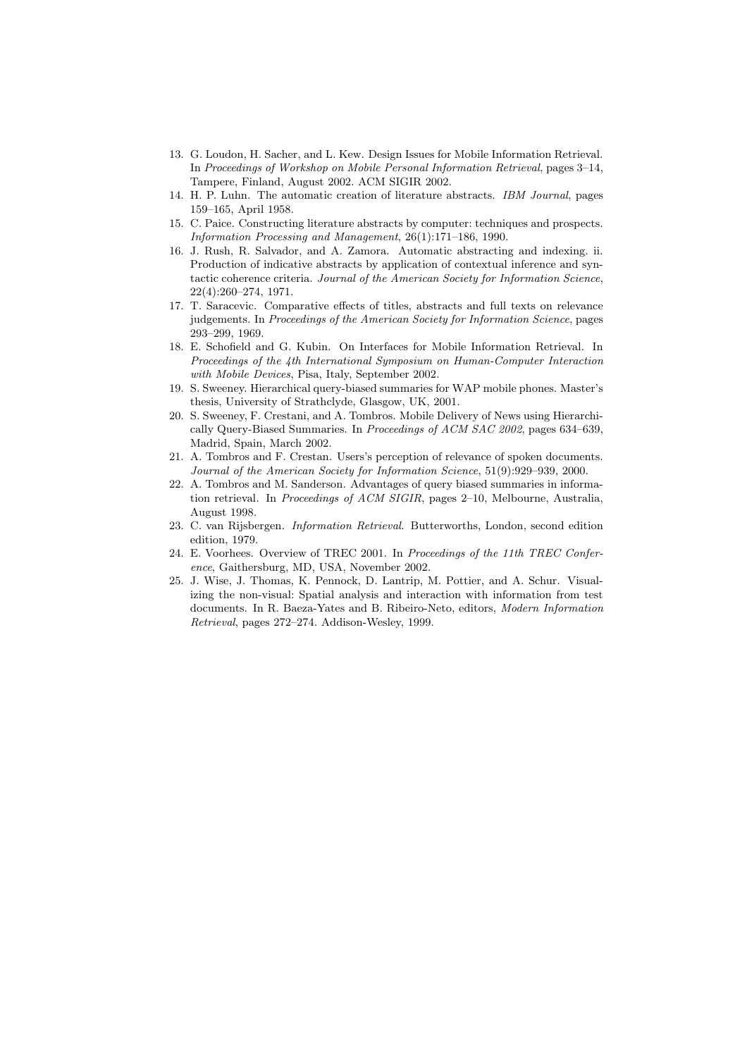13. G. Loudon, H. Sacher, and L. Kew. Design Issues for Mobile Information Retrieval. In *Proceedings of Workshop on Mobile Personal Information Retrieval*, pages 3–14, Tampere, Finland, August 2002. ACM SIGIR 2002.
14. H. P. Luhn. The automatic creation of literature abstracts. *IBM Journal*, pages 159–165, April 1958.
15. C. Paice. Constructing literature abstracts by computer: techniques and prospects. *Information Processing and Management*, 26(1):171–186, 1990.
16. J. Rush, R. Salvador, and A. Zamora. Automatic abstracting and indexing. ii. Production of indicative abstracts by application of contextual inference and syntactic coherence criteria. *Journal of the American Society for Information Science*, 22(4):260–274, 1971.
17. T. Saracevic. Comparative effects of titles, abstracts and full texts on relevance judgements. In *Proceedings of the American Society for Information Science*, pages 293–299, 1969.
18. E. Schofield and G. Kubin. On Interfaces for Mobile Information Retrieval. In *Proceedings of the 4th International Symposium on Human-Computer Interaction with Mobile Devices*, Pisa, Italy, September 2002.
19. S. Sweeney. Hierarchical query-biased summaries for WAP mobile phones. Master's thesis, University of Strathclyde, Glasgow, UK, 2001.
20. S. Sweeney, F. Crestani, and A. Tombros. Mobile Delivery of News using Hierarchically Query-Biased Summaries. In *Proceedings of ACM SAC 2002*, pages 634–639, Madrid, Spain, March 2002.
21. A. Tombros and F. Crestan. Users's perception of relevance of spoken documents. *Journal of the American Society for Information Science*, 51(9):929–939, 2000.
22. A. Tombros and M. Sanderson. Advantages of query biased summaries in information retrieval. In *Proceedings of ACM SIGIR*, pages 2–10, Melbourne, Australia, August 1998.
23. C. van Rijsbergen. *Information Retrieval*. Butterworths, London, second edition edition, 1979.
24. E. Voorhees. Overview of TREC 2001. In *Proceedings of the 11th TREC Conference*, Gaithersburg, MD, USA, November 2002.
25. J. Wise, J. Thomas, K. Pennock, D. Lantrip, M. Pottier, and A. Schur. Visualizing the non-visual: Spatial analysis and interaction with information from test documents. In R. Baeza-Yates and B. Ribeiro-Neto, editors, *Modern Information Retrieval*, pages 272–274. Addison-Wesley, 1999.